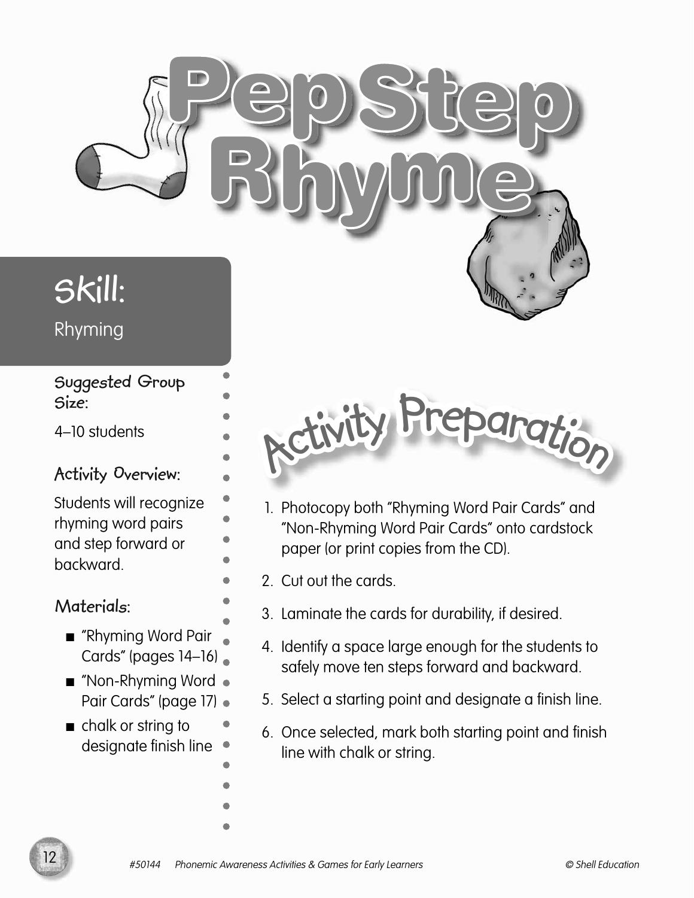# Pep Step Rhyme

## Skill:

Rhyming

**Suggested Group Size:**

4–10 students

**Activity Overview:**

Students will recognize rhyming word pairs and step forward or backward.

**Materials:**

- "Rhyming Word Pair Cards" (pages 14–16)
- "Non-Rhyming Word Pair Cards" (page 17)
- chalk or string to designate finish line

## Activity Preparation

1. Photocopy both "Rhyming Word Pair Cards" and "Non-Rhyming Word Pair Cards" onto cardstock paper (or print copies from the CD).
2. Cut out the cards.
3. Laminate the cards for durability, if desired.
4. Identify a space large enough for the students to safely move ten steps forward and backward.
5. Select a starting point and designate a finish line.
6. Once selected, mark both starting point and finish line with chalk or string.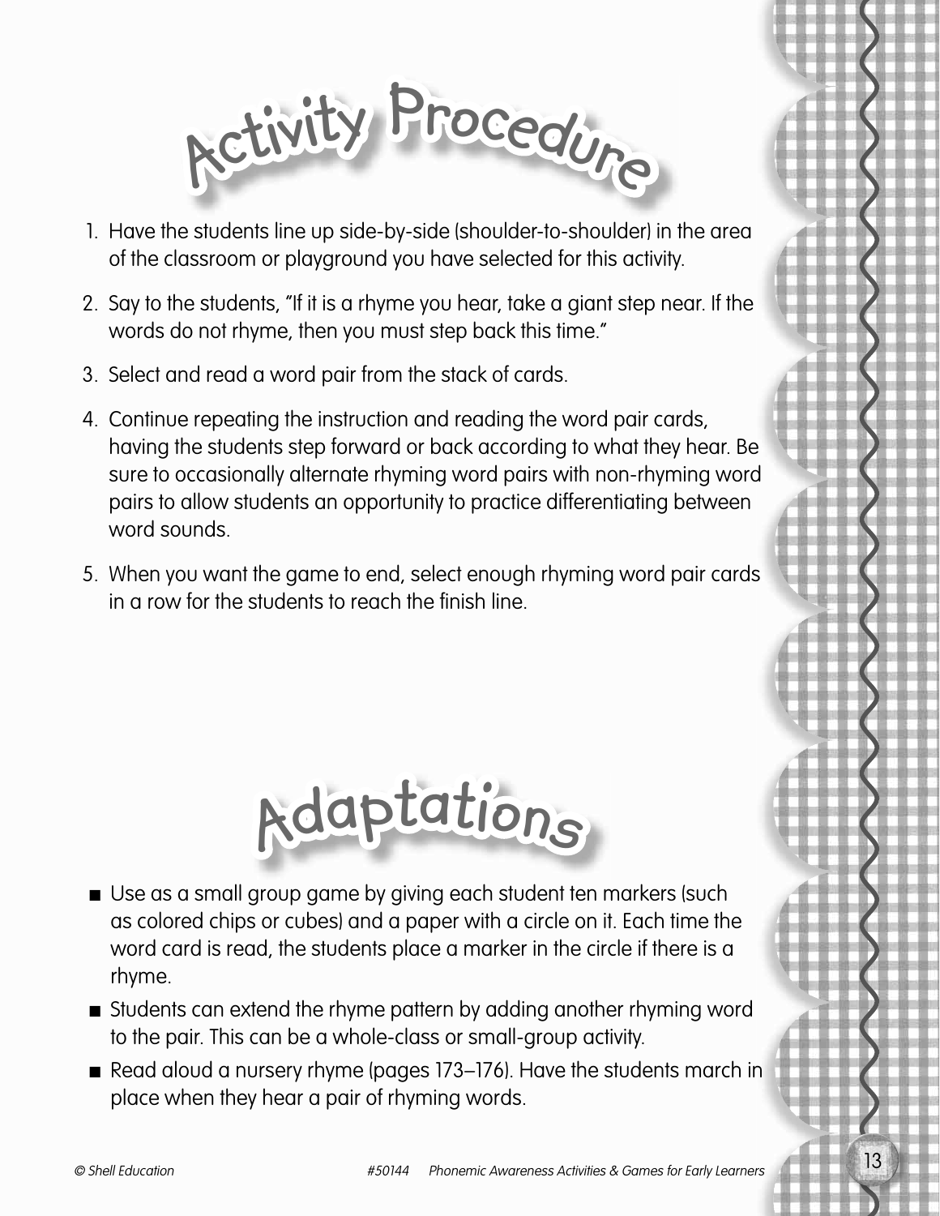# Activity Procedure

1. Have the students line up side-by-side (shoulder-to-shoulder) in the area of the classroom or playground you have selected for this activity.
2. Say to the students, "If it is a rhyme you hear, take a giant step near. If the words do not rhyme, then you must step back this time."
3. Select and read a word pair from the stack of cards.
4. Continue repeating the instruction and reading the word pair cards, having the students step forward or back according to what they hear. Be sure to occasionally alternate rhyming word pairs with non-rhyming word pairs to allow students an opportunity to practice differentiating between word sounds.
5. When you want the game to end, select enough rhyming word pair cards in a row for the students to reach the finish line.

# Adaptations

- Use as a small group game by giving each student ten markers (such as colored chips or cubes) and a paper with a circle on it. Each time the word card is read, the students place a marker in the circle if there is a rhyme.
- Students can extend the rhyme pattern by adding another rhyming word to the pair. This can be a whole-class or small-group activity.
- Read aloud a nursery rhyme (pages 173–176). Have the students march in place when they hear a pair of rhyming words.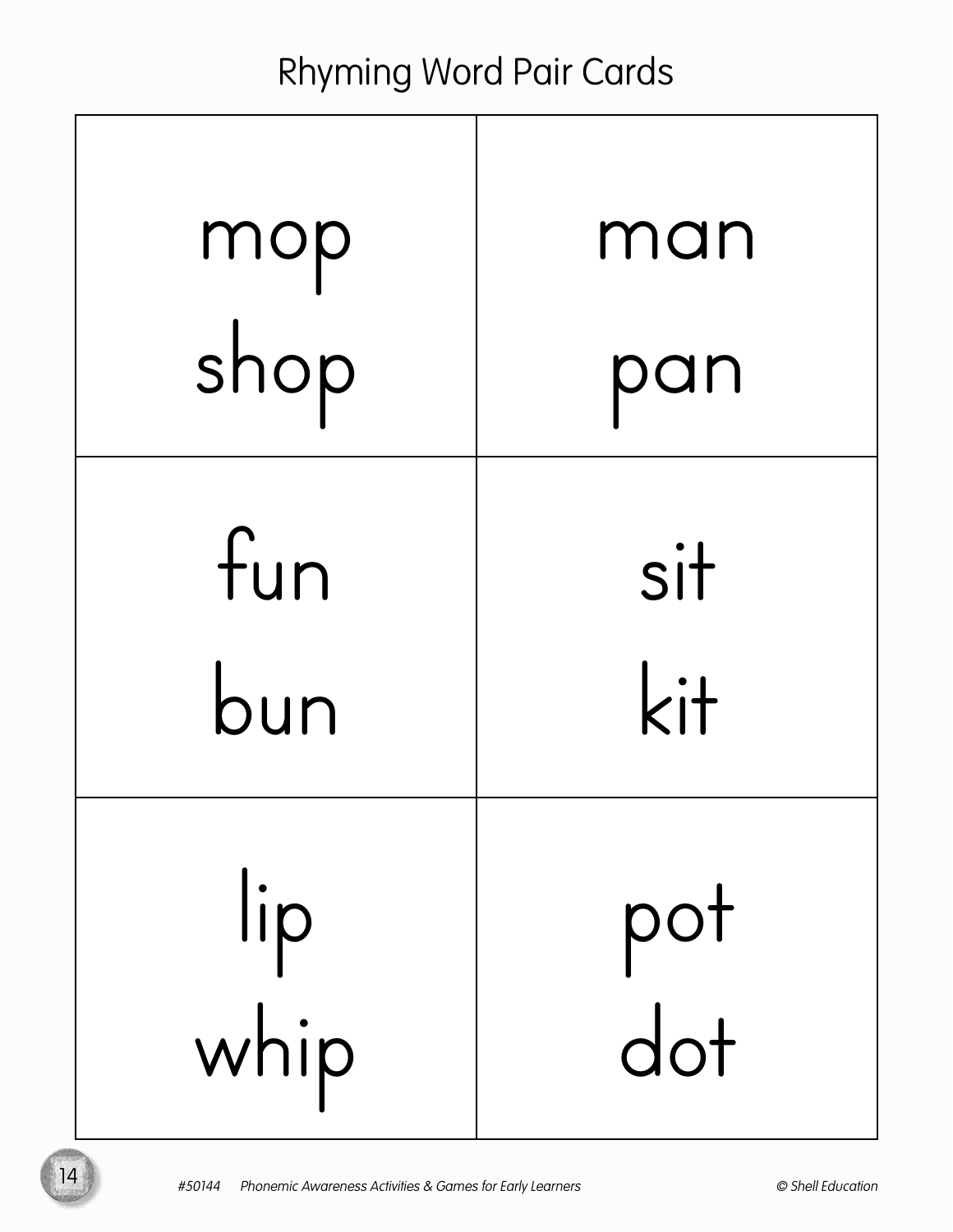# Rhyming Word Pair Cards

| | |
|---|---|
| mop<br>shop | man<br>pan |
| fun<br>bun | sit<br>kit |
| lip<br>whip | pot<br>dot |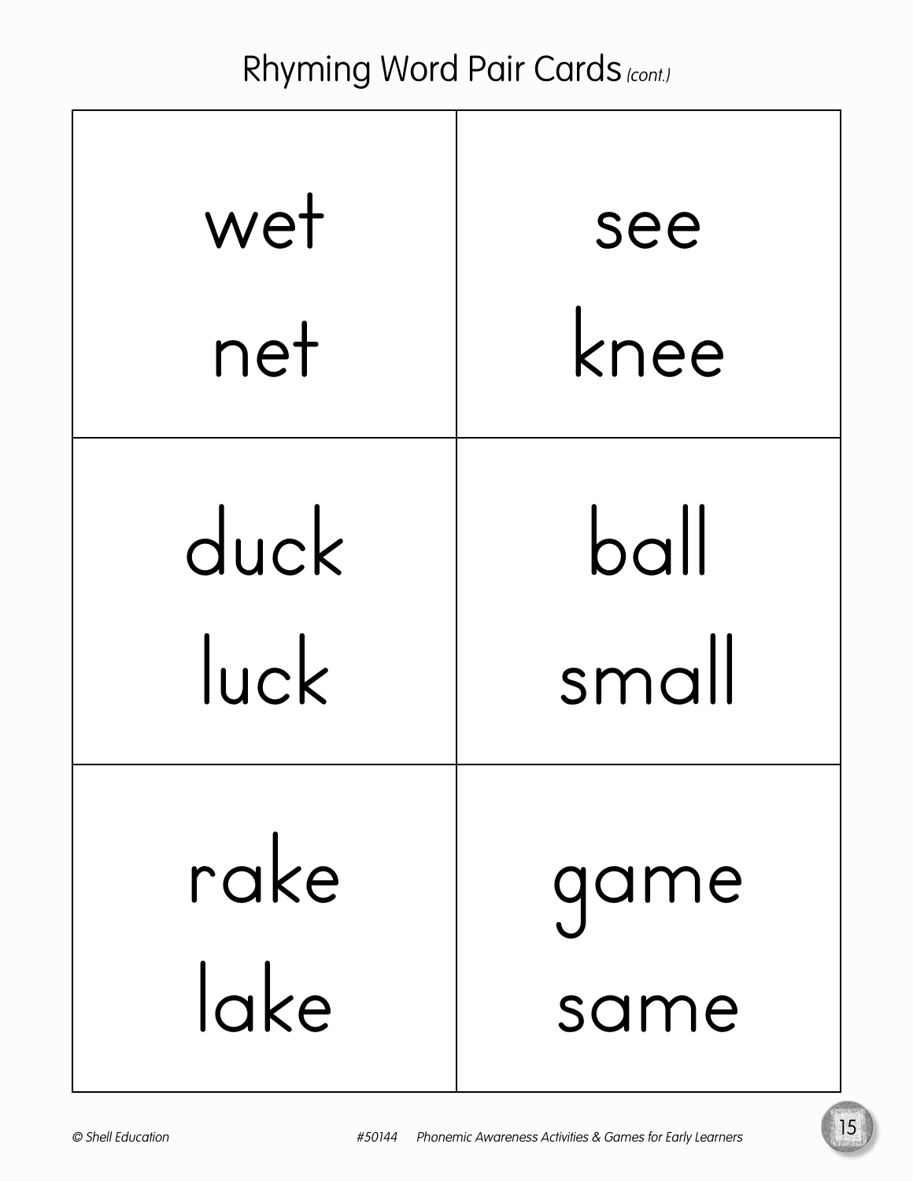## Rhyming Word Pair Cards *(cont.)*

| | |
|---|---|
| wet<br>net | see<br>knee |
| duck<br>luck | ball<br>small |
| rake<br>lake | game<br>same |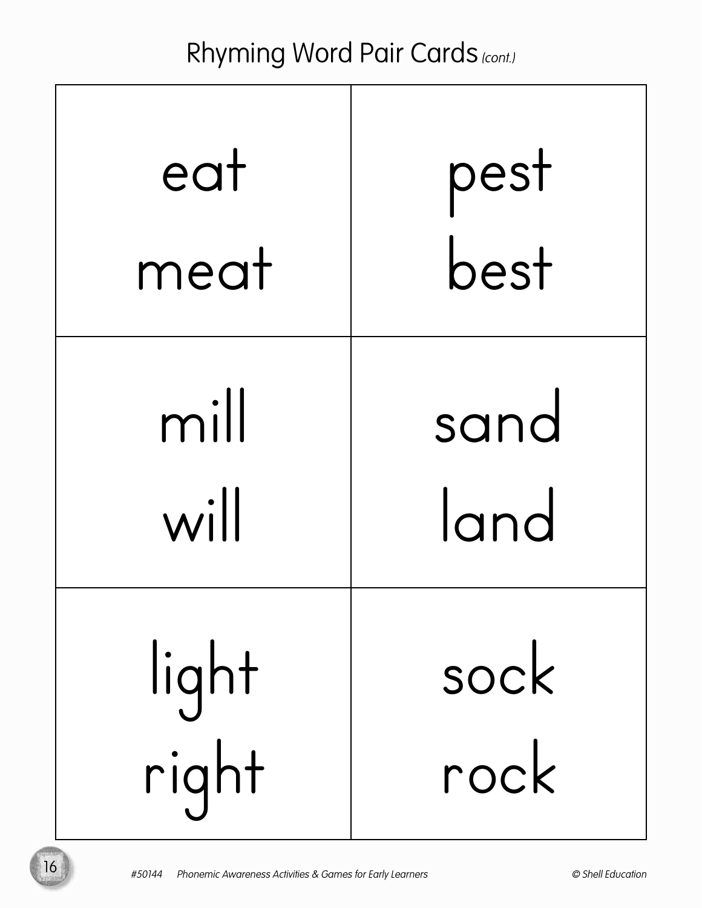# Rhyming Word Pair Cards *(cont.)*

| | |
|---|---|
| eat<br>meat | pest<br>best |
| mill<br>will | sand<br>land |
| light<br>right | sock<br>rock |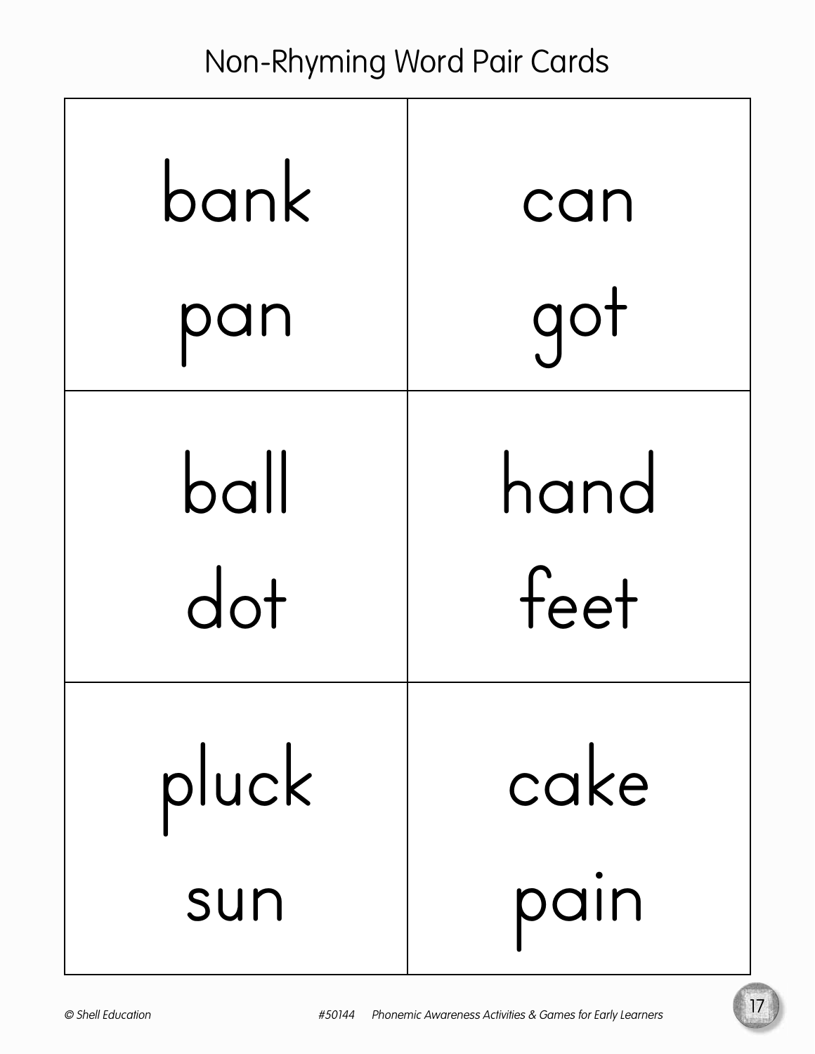# Non-Rhyming Word Pair Cards

| | |
|---|---|
| bank<br>pan | can<br>got |
| ball<br>dot | hand<br>feet |
| pluck<br>sun | cake<br>pain |